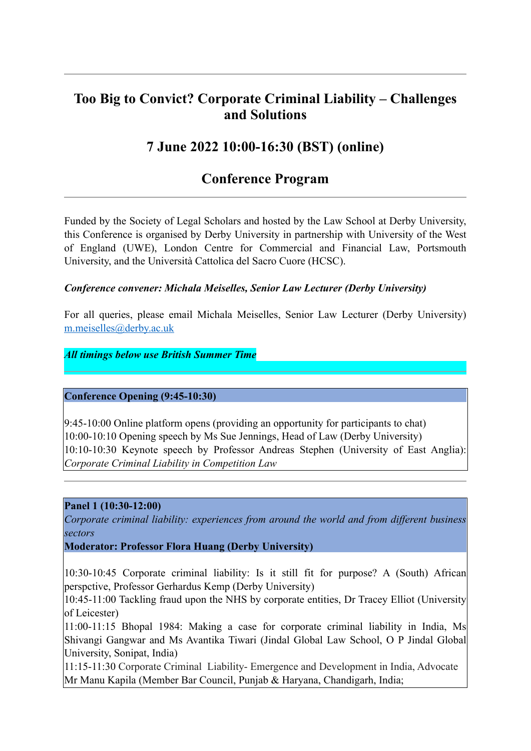# Too Big to Convict? Corporate Criminal Liability – Challenges and Solutions

## 7 June 2022 10:00-16:30 (BST) (online)

## Conference Program

Funded by the Society of Legal Scholars and hosted by the Law School at Derby University, this Conference is organised by Derby University in partnership with University of the West of England (UWE), London Centre for Commercial and Financial Law, Portsmouth University, and the Università Cattolica del Sacro Cuore (HCSC).

***Conference convener: Michala Meiselles, Senior Law Lecturer (Derby University)***

For all queries, please email Michala Meiselles, Senior Law Lecturer (Derby University) m.meiselles@derby.ac.uk

***All timings below use British Summer Time***

**Conference Opening (9:45-10:30)**

9:45-10:00 Online platform opens (providing an opportunity for participants to chat)
10:00-10:10 Opening speech by Ms Sue Jennings, Head of Law (Derby University)
10:10-10:30 Keynote speech by Professor Andreas Stephen (University of East Anglia): *Corporate Criminal Liability in Competition Law*

**Panel 1 (10:30-12:00)**
*Corporate criminal liability: experiences from around the world and from different business sectors*
**Moderator: Professor Flora Huang (Derby University)**

10:30-10:45 Corporate criminal liability: Is it still fit for purpose? A (South) African perspctive, Professor Gerhardus Kemp (Derby University)
10:45-11:00 Tackling fraud upon the NHS by corporate entities, Dr Tracey Elliot (University of Leicester)
11:00-11:15 Bhopal 1984: Making a case for corporate criminal liability in India, Ms Shivangi Gangwar and Ms Avantika Tiwari (Jindal Global Law School, O P Jindal Global University, Sonipat, India)
11:15-11:30 Corporate Criminal Liability- Emergence and Development in India, Advocate Mr Manu Kapila (Member Bar Council, Punjab & Haryana, Chandigarh, India;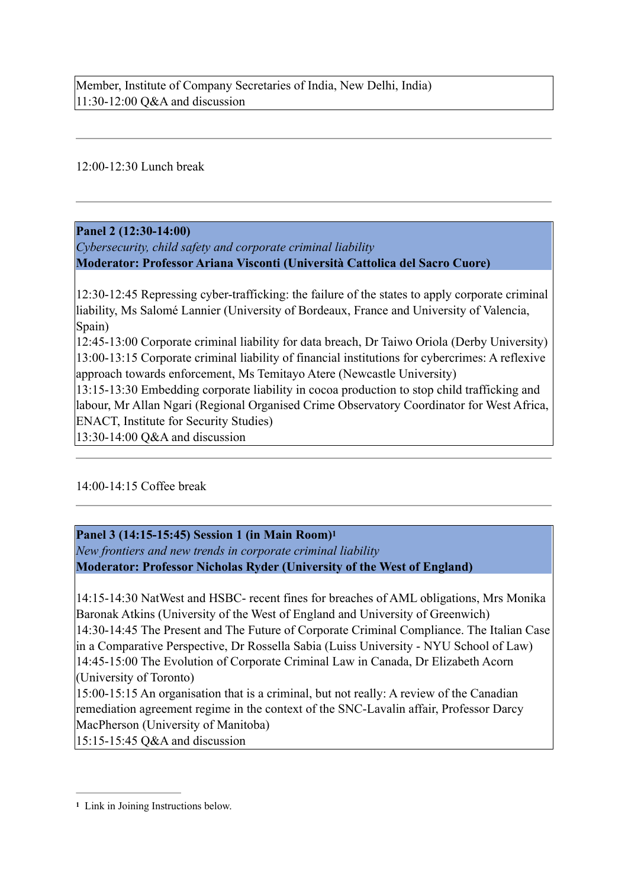Member, Institute of Company Secretaries of India, New Delhi, India)
11:30-12:00 Q&A and discussion

---

12:00-12:30 Lunch break

---

**Panel 2 (12:30-14:00)**
*Cybersecurity, child safety and corporate criminal liability*
**Moderator: Professor Ariana Visconti (Università Cattolica del Sacro Cuore)**

12:30-12:45 Repressing cyber-trafficking: the failure of the states to apply corporate criminal liability, Ms Salomé Lannier (University of Bordeaux, France and University of Valencia, Spain)
12:45-13:00 Corporate criminal liability for data breach, Dr Taiwo Oriola (Derby University)
13:00-13:15 Corporate criminal liability of financial institutions for cybercrimes: A reflexive approach towards enforcement, Ms Temitayo Atere (Newcastle University)
13:15-13:30 Embedding corporate liability in cocoa production to stop child trafficking and labour, Mr Allan Ngari (Regional Organised Crime Observatory Coordinator for West Africa, ENACT, Institute for Security Studies)
13:30-14:00 Q&A and discussion

---

14:00-14:15 Coffee break

---

**Panel 3 (14:15-15:45) Session 1 (in Main Room)**[1]
*New frontiers and new trends in corporate criminal liability*
**Moderator: Professor Nicholas Ryder (University of the West of England)**

14:15-14:30 NatWest and HSBC- recent fines for breaches of AML obligations, Mrs Monika Baronak Atkins (University of the West of England and University of Greenwich)
14:30-14:45 The Present and The Future of Corporate Criminal Compliance. The Italian Case in a Comparative Perspective, Dr Rossella Sabia (Luiss University - NYU School of Law)
14:45-15:00 The Evolution of Corporate Criminal Law in Canada, Dr Elizabeth Acorn (University of Toronto)
15:00-15:15 An organisation that is a criminal, but not really: A review of the Canadian remediation agreement regime in the context of the SNC-Lavalin affair, Professor Darcy MacPherson (University of Manitoba)
15:15-15:45 Q&A and discussion

---

[1] Link in Joining Instructions below.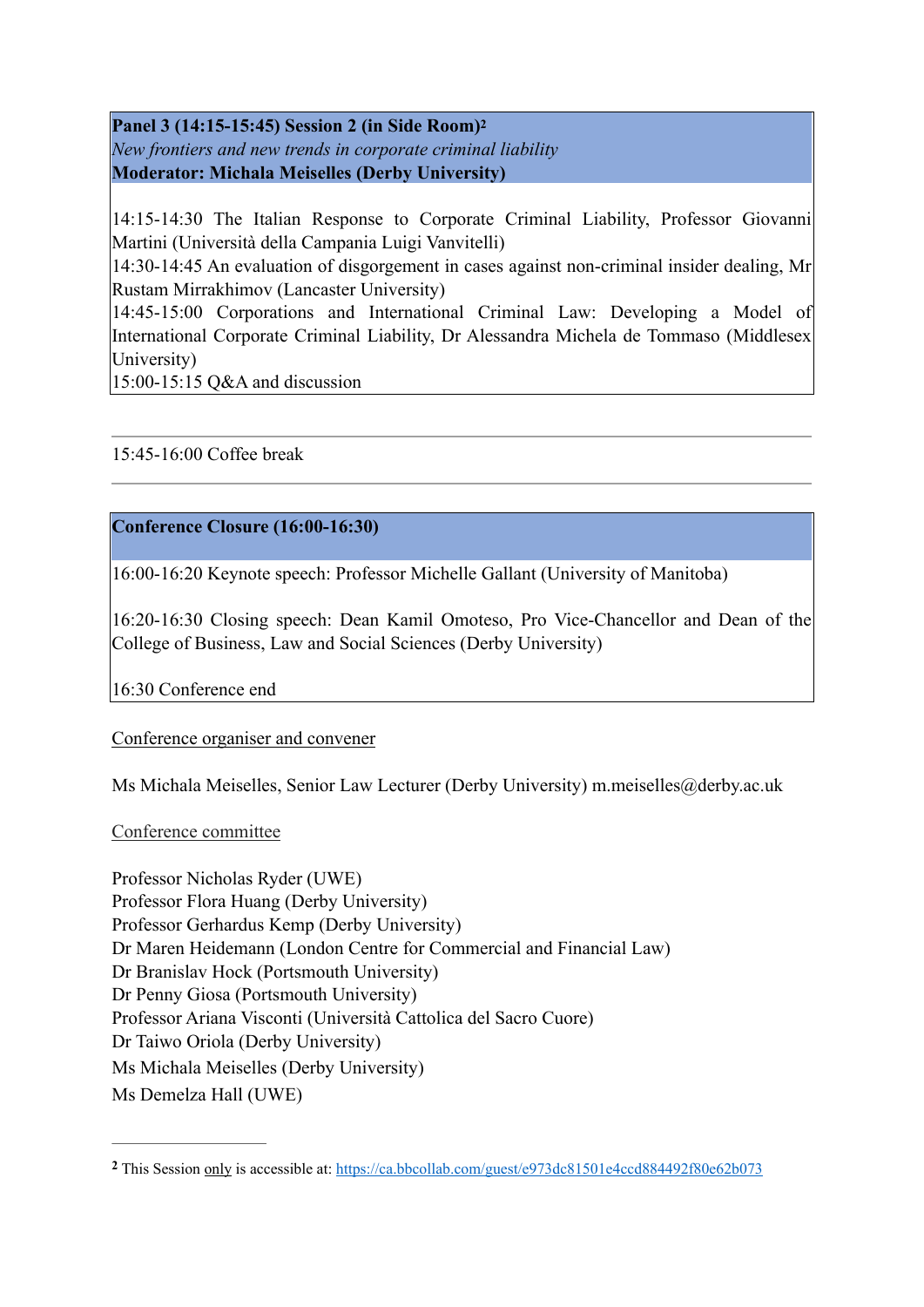**Panel 3 (14:15-15:45) Session 2 (in Side Room)[2]**
*New frontiers and new trends in corporate criminal liability*
**Moderator: Michala Meiselles (Derby University)**

14:15-14:30 The Italian Response to Corporate Criminal Liability, Professor Giovanni Martini (Università della Campania Luigi Vanvitelli)
14:30-14:45 An evaluation of disgorgement in cases against non-criminal insider dealing, Mr Rustam Mirrakhimov (Lancaster University)
14:45-15:00 Corporations and International Criminal Law: Developing a Model of International Corporate Criminal Liability, Dr Alessandra Michela de Tommaso (Middlesex University)
15:00-15:15 Q&A and discussion

---

15:45-16:00 Coffee break

---

**Conference Closure (16:00-16:30)**

16:00-16:20 Keynote speech: Professor Michelle Gallant (University of Manitoba)

16:20-16:30 Closing speech: Dean Kamil Omoteso, Pro Vice-Chancellor and Dean of the College of Business, Law and Social Sciences (Derby University)

16:30 Conference end

<u>Conference organiser and convener</u>

Ms Michala Meiselles, Senior Law Lecturer (Derby University) m.meiselles@derby.ac.uk

<u>Conference committee</u>

Professor Nicholas Ryder (UWE)
Professor Flora Huang (Derby University)
Professor Gerhardus Kemp (Derby University)
Dr Maren Heidemann (London Centre for Commercial and Financial Law)
Dr Branislav Hock (Portsmouth University)
Dr Penny Giosa (Portsmouth University)
Professor Ariana Visconti (Università Cattolica del Sacro Cuore)
Dr Taiwo Oriola (Derby University)
Ms Michala Meiselles (Derby University)
Ms Demelza Hall (UWE)

---

[2] This Session <u>only</u> is accessible at: https://ca.bbcollab.com/guest/e973dc81501e4ccd884492f80e62b073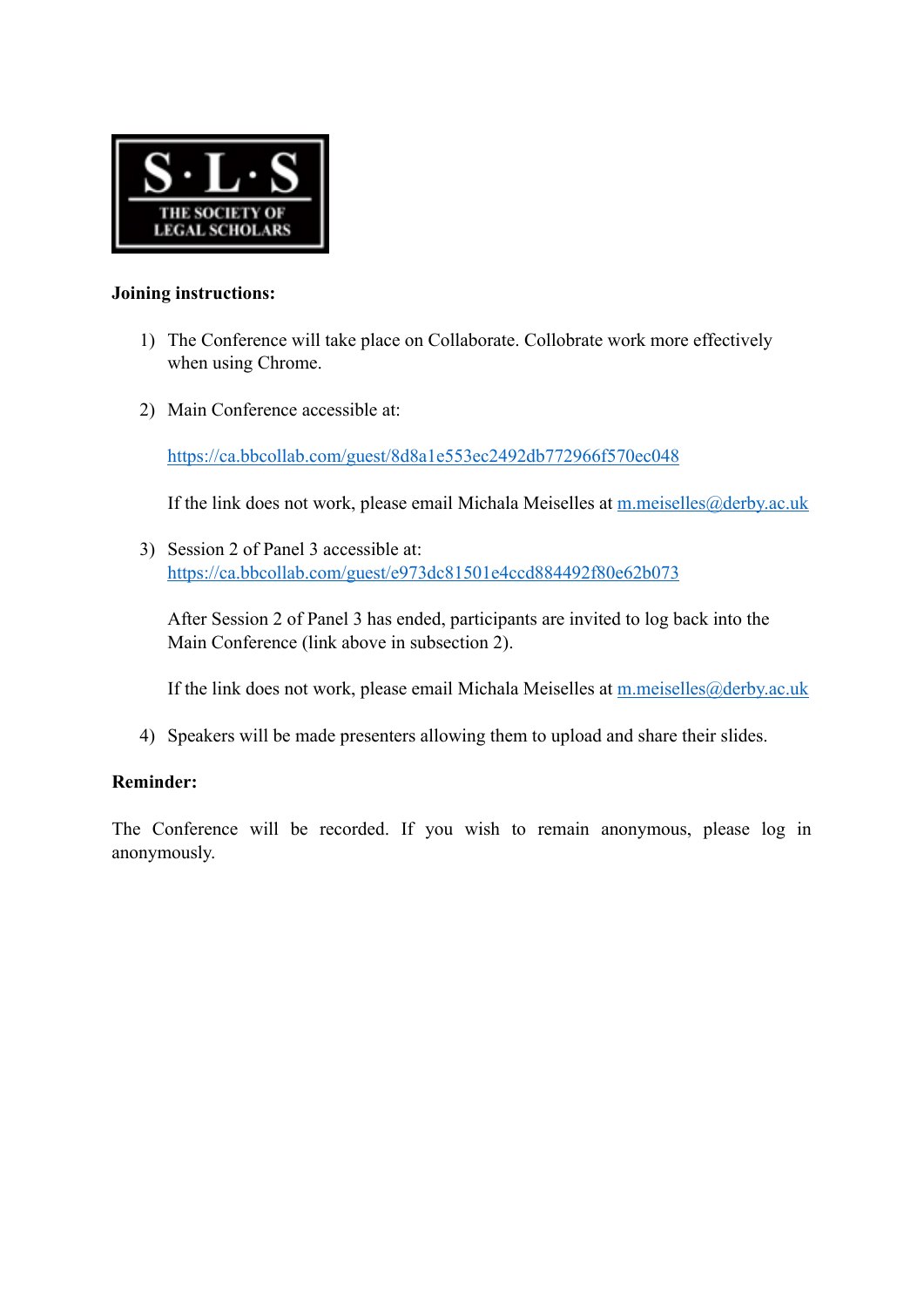S·L·S THE SOCIETY OF LEGAL SCHOLARS

**Joining instructions:**

1) The Conference will take place on Collaborate. Collobrate work more effectively when using Chrome.

2) Main Conference accessible at:

   https://ca.bbcollab.com/guest/8d8a1e553ec2492db772966f570ec048

   If the link does not work, please email Michala Meiselles at m.meiselles@derby.ac.uk

3) Session 2 of Panel 3 accessible at:
   https://ca.bbcollab.com/guest/e973dc81501e4ccd884492f80e62b073

   After Session 2 of Panel 3 has ended, participants are invited to log back into the Main Conference (link above in subsection 2).

   If the link does not work, please email Michala Meiselles at m.meiselles@derby.ac.uk

4) Speakers will be made presenters allowing them to upload and share their slides.

**Reminder:**

The Conference will be recorded. If you wish to remain anonymous, please log in anonymously.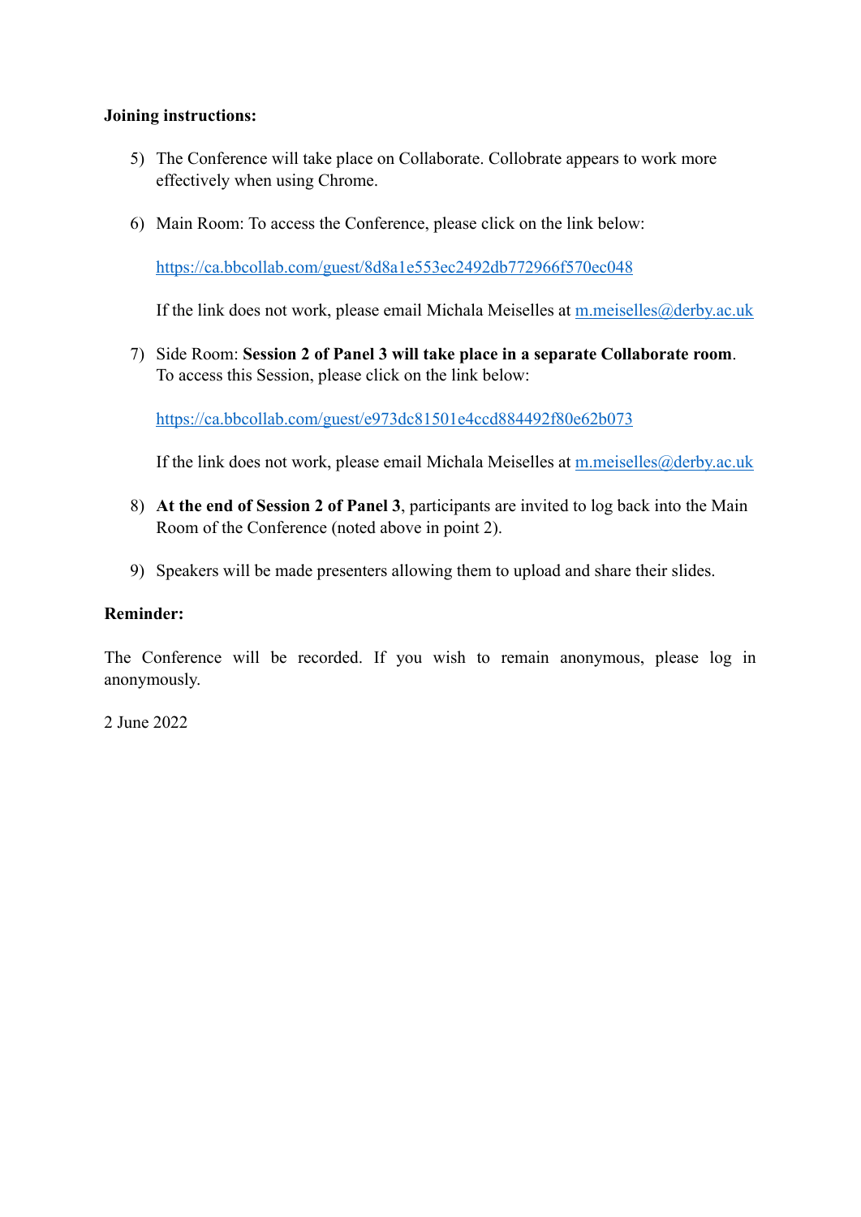**Joining instructions:**

5) The Conference will take place on Collaborate. Collobrate appears to work more effectively when using Chrome.

6) Main Room: To access the Conference, please click on the link below:

   https://ca.bbcollab.com/guest/8d8a1e553ec2492db772966f570ec048

   If the link does not work, please email Michala Meiselles at m.meiselles@derby.ac.uk

7) Side Room: **Session 2 of Panel 3 will take place in a separate Collaborate room**. To access this Session, please click on the link below:

   https://ca.bbcollab.com/guest/e973dc81501e4ccd884492f80e62b073

   If the link does not work, please email Michala Meiselles at m.meiselles@derby.ac.uk

8) **At the end of Session 2 of Panel 3**, participants are invited to log back into the Main Room of the Conference (noted above in point 2).

9) Speakers will be made presenters allowing them to upload and share their slides.

**Reminder:**

The Conference will be recorded. If you wish to remain anonymous, please log in anonymously.

2 June 2022